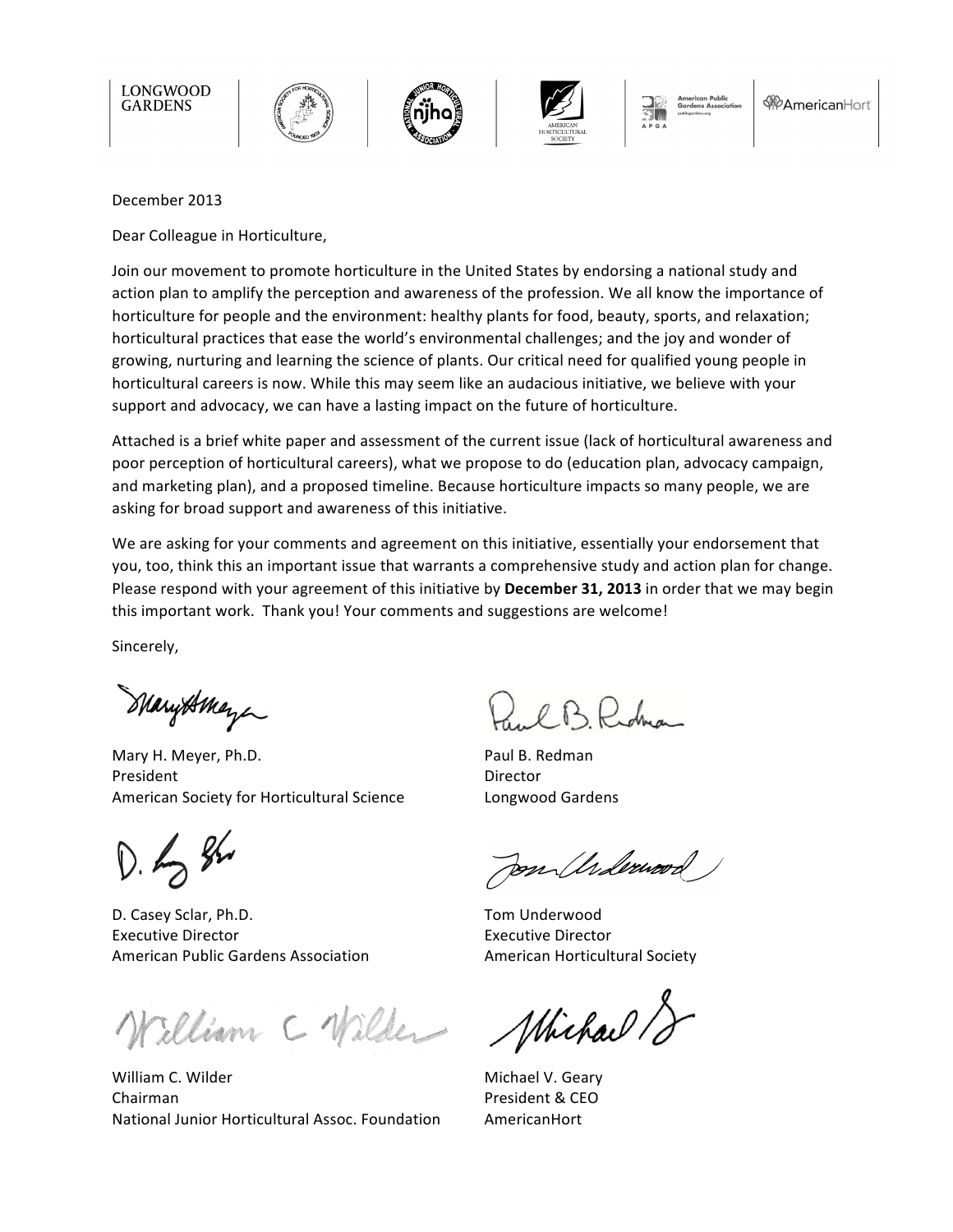LONGWOOD GARDENS

December 2013

Dear Colleague in Horticulture,

Join our movement to promote horticulture in the United States by endorsing a national study and action plan to amplify the perception and awareness of the profession. We all know the importance of horticulture for people and the environment: healthy plants for food, beauty, sports, and relaxation; horticultural practices that ease the world's environmental challenges; and the joy and wonder of growing, nurturing and learning the science of plants. Our critical need for qualified young people in horticultural careers is now. While this may seem like an audacious initiative, we believe with your support and advocacy, we can have a lasting impact on the future of horticulture.

Attached is a brief white paper and assessment of the current issue (lack of horticultural awareness and poor perception of horticultural careers), what we propose to do (education plan, advocacy campaign, and marketing plan), and a proposed timeline. Because horticulture impacts so many people, we are asking for broad support and awareness of this initiative.

We are asking for your comments and agreement on this initiative, essentially your endorsement that you, too, think this an important issue that warrants a comprehensive study and action plan for change. Please respond with your agreement of this initiative by **December 31, 2013** in order that we may begin this important work. Thank you! Your comments and suggestions are welcome!

Sincerely,

Mary H. Meyer, Ph.D.
President
American Society for Horticultural Science

Paul B. Redman
Director
Longwood Gardens

D. Casey Sclar, Ph.D.
Executive Director
American Public Gardens Association

Tom Underwood
Executive Director
American Horticultural Society

William C. Wilder
Chairman
National Junior Horticultural Assoc. Foundation

Michael V. Geary
President & CEO
AmericanHort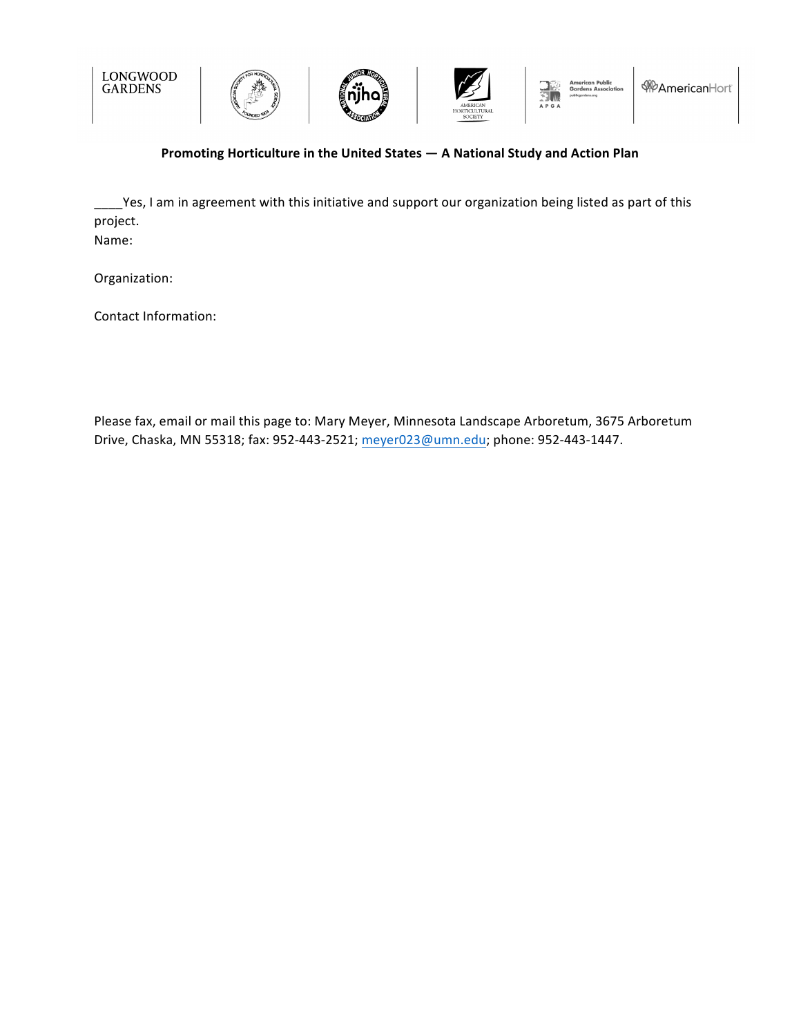LONGWOOD GARDENS | American Society for Horticultural Science | National Junior Horticultural Association | American Horticultural Society | American Public Gardens Association | AmericanHort

**Promoting Horticulture in the United States — A National Study and Action Plan**

____Yes, I am in agreement with this initiative and support our organization being listed as part of this project.

Name:

Organization:

Contact Information:

Please fax, email or mail this page to: Mary Meyer, Minnesota Landscape Arboretum, 3675 Arboretum Drive, Chaska, MN 55318; fax: 952-443-2521; meyer023@umn.edu; phone: 952-443-1447.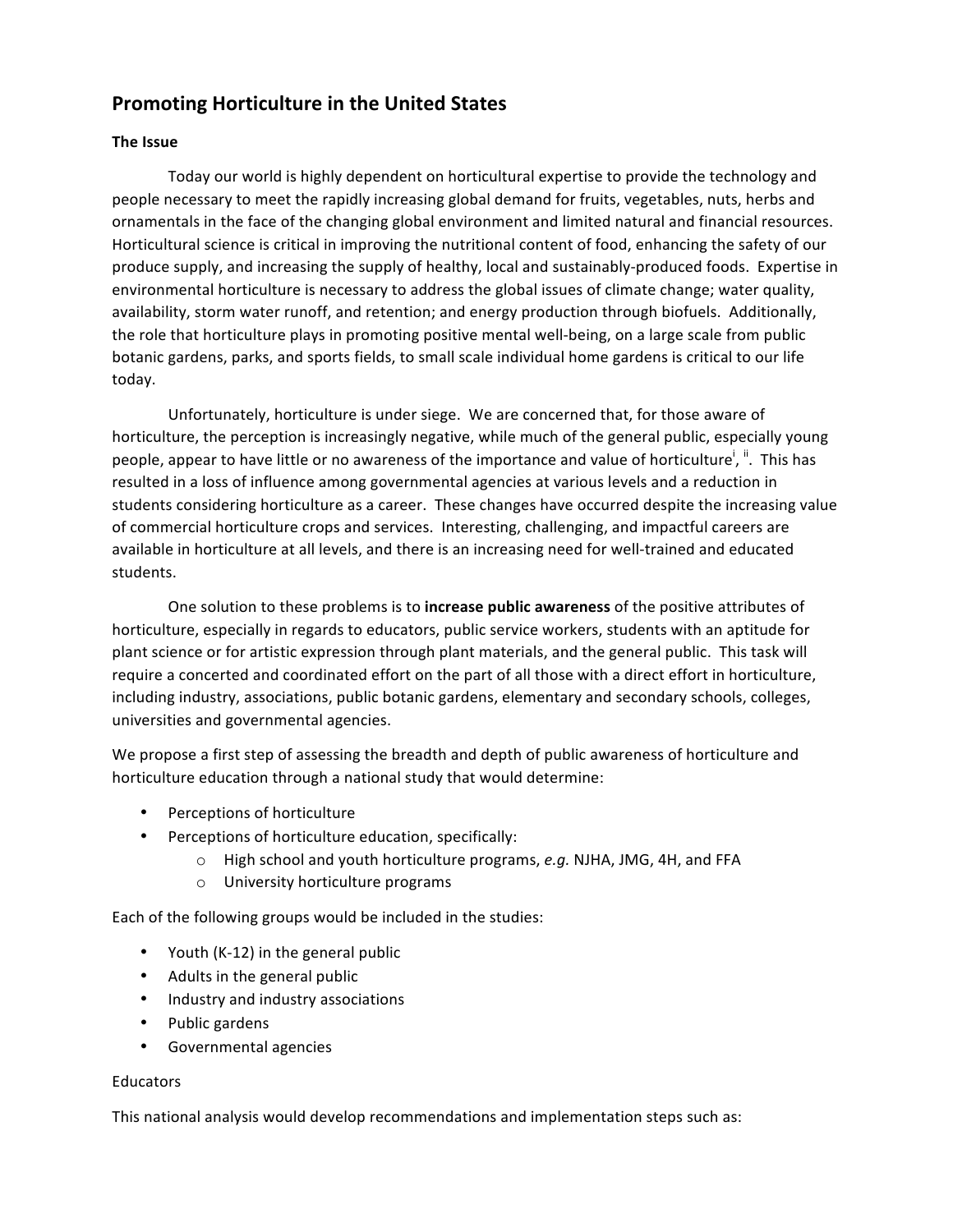## Promoting Horticulture in the United States

### The Issue

Today our world is highly dependent on horticultural expertise to provide the technology and people necessary to meet the rapidly increasing global demand for fruits, vegetables, nuts, herbs and ornamentals in the face of the changing global environment and limited natural and financial resources. Horticultural science is critical in improving the nutritional content of food, enhancing the safety of our produce supply, and increasing the supply of healthy, local and sustainably-produced foods. Expertise in environmental horticulture is necessary to address the global issues of climate change; water quality, availability, storm water runoff, and retention; and energy production through biofuels. Additionally, the role that horticulture plays in promoting positive mental well-being, on a large scale from public botanic gardens, parks, and sports fields, to small scale individual home gardens is critical to our life today.

Unfortunately, horticulture is under siege. We are concerned that, for those aware of horticulture, the perception is increasingly negative, while much of the general public, especially young people, appear to have little or no awareness of the importance and value of horticulture[i], [ii]. This has resulted in a loss of influence among governmental agencies at various levels and a reduction in students considering horticulture as a career. These changes have occurred despite the increasing value of commercial horticulture crops and services. Interesting, challenging, and impactful careers are available in horticulture at all levels, and there is an increasing need for well-trained and educated students.

One solution to these problems is to **increase public awareness** of the positive attributes of horticulture, especially in regards to educators, public service workers, students with an aptitude for plant science or for artistic expression through plant materials, and the general public. This task will require a concerted and coordinated effort on the part of all those with a direct effort in horticulture, including industry, associations, public botanic gardens, elementary and secondary schools, colleges, universities and governmental agencies.

We propose a first step of assessing the breadth and depth of public awareness of horticulture and horticulture education through a national study that would determine:

- Perceptions of horticulture
- Perceptions of horticulture education, specifically:
    - High school and youth horticulture programs, *e.g.* NJHA, JMG, 4H, and FFA
    - University horticulture programs

Each of the following groups would be included in the studies:

- Youth (K-12) in the general public
- Adults in the general public
- Industry and industry associations
- Public gardens
- Governmental agencies

Educators

This national analysis would develop recommendations and implementation steps such as: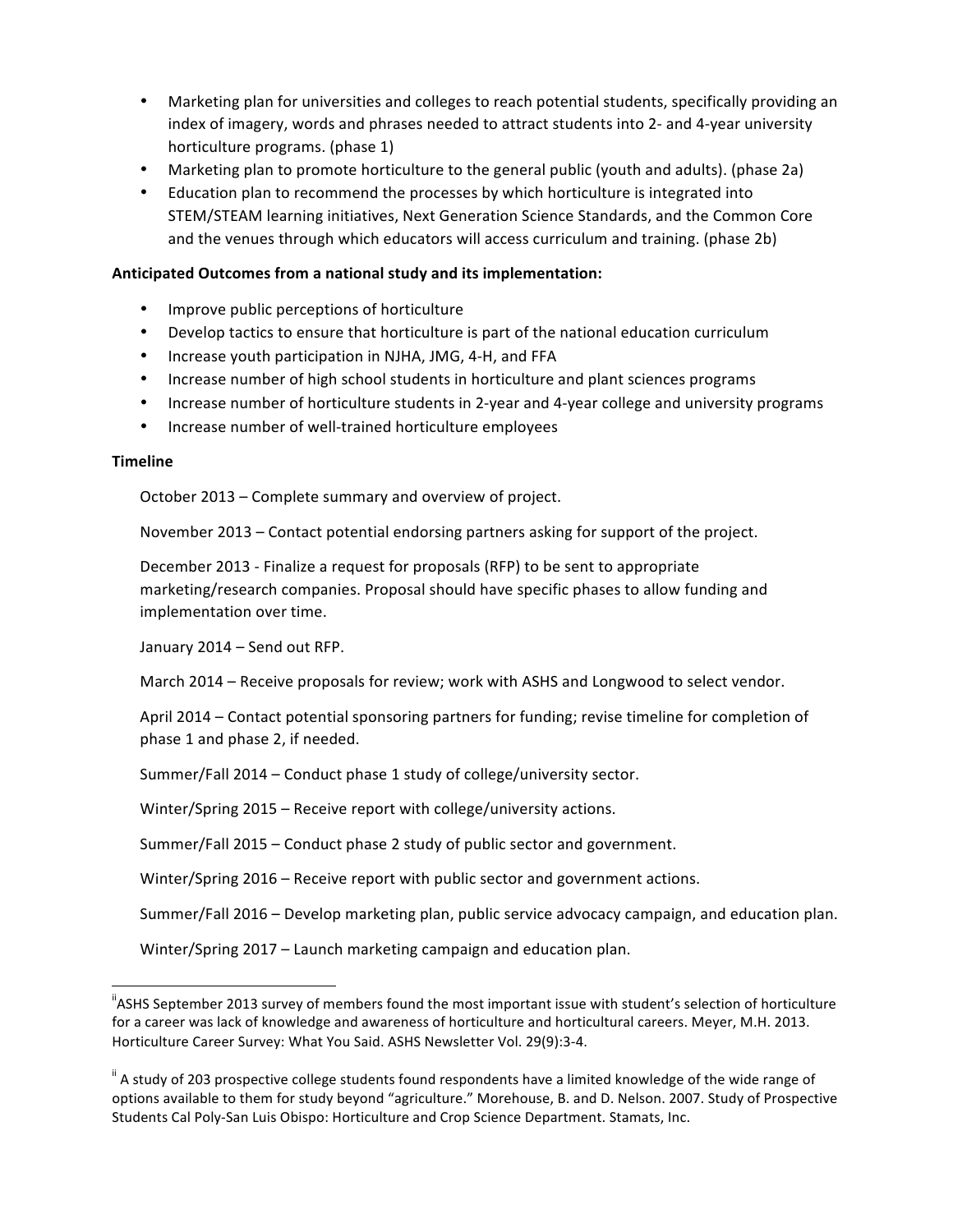- Marketing plan for universities and colleges to reach potential students, specifically providing an index of imagery, words and phrases needed to attract students into 2- and 4-year university horticulture programs. (phase 1)
- Marketing plan to promote horticulture to the general public (youth and adults). (phase 2a)
- Education plan to recommend the processes by which horticulture is integrated into STEM/STEAM learning initiatives, Next Generation Science Standards, and the Common Core and the venues through which educators will access curriculum and training. (phase 2b)

**Anticipated Outcomes from a national study and its implementation:**

- Improve public perceptions of horticulture
- Develop tactics to ensure that horticulture is part of the national education curriculum
- Increase youth participation in NJHA, JMG, 4-H, and FFA
- Increase number of high school students in horticulture and plant sciences programs
- Increase number of horticulture students in 2-year and 4-year college and university programs
- Increase number of well-trained horticulture employees

**Timeline**

October 2013 – Complete summary and overview of project.

November 2013 – Contact potential endorsing partners asking for support of the project.

December 2013 - Finalize a request for proposals (RFP) to be sent to appropriate marketing/research companies. Proposal should have specific phases to allow funding and implementation over time.

January 2014 – Send out RFP.

March 2014 – Receive proposals for review; work with ASHS and Longwood to select vendor.

April 2014 – Contact potential sponsoring partners for funding; revise timeline for completion of phase 1 and phase 2, if needed.

Summer/Fall 2014 – Conduct phase 1 study of college/university sector.

Winter/Spring 2015 – Receive report with college/university actions.

Summer/Fall 2015 – Conduct phase 2 study of public sector and government.

Winter/Spring 2016 – Receive report with public sector and government actions.

Summer/Fall 2016 – Develop marketing plan, public service advocacy campaign, and education plan.

Winter/Spring 2017 – Launch marketing campaign and education plan.

---

[ii] ASHS September 2013 survey of members found the most important issue with student's selection of horticulture for a career was lack of knowledge and awareness of horticulture and horticultural careers. Meyer, M.H. 2013. Horticulture Career Survey: What You Said. ASHS Newsletter Vol. 29(9):3-4.

[ii] A study of 203 prospective college students found respondents have a limited knowledge of the wide range of options available to them for study beyond "agriculture." Morehouse, B. and D. Nelson. 2007. Study of Prospective Students Cal Poly-San Luis Obispo: Horticulture and Crop Science Department. Stamats, Inc.